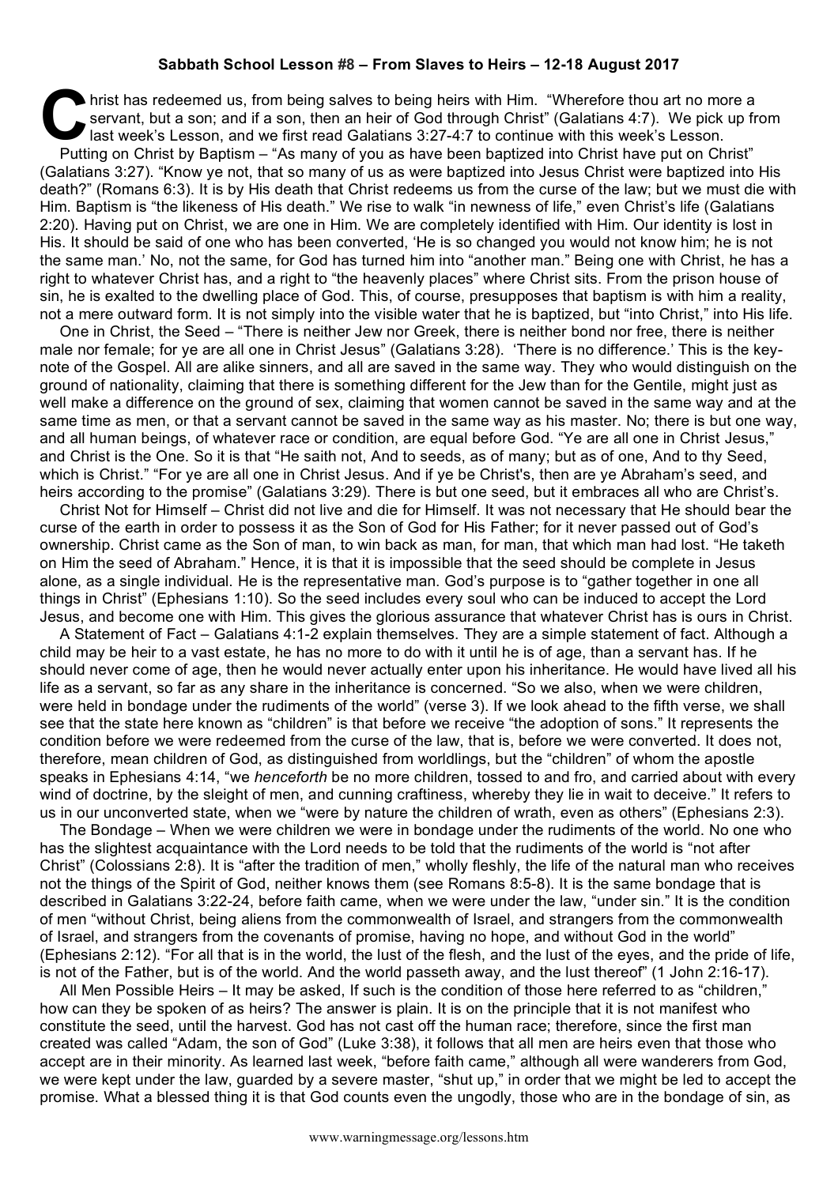**Sabbath School Lesson #8 – From Slaves to Heirs – 12-18 August 2017**

Christ has redeemed us, from being salves to being heirs with Him. "Wherefore thou art no more a servant, but a son; and if a son, then an heir of God through Christ" (Galatians 4:7). We pick up from last week's Lesson, and we first read Galatians 3:27-4:7 to continue with this week's Lesson.

Putting on Christ by Baptism – "As many of you as have been baptized into Christ have put on Christ" (Galatians 3:27). "Know ye not, that so many of us as were baptized into Jesus Christ were baptized into His death?" (Romans 6:3). It is by His death that Christ redeems us from the curse of the law; but we must die with Him. Baptism is "the likeness of His death." We rise to walk "in newness of life," even Christ's life (Galatians 2:20). Having put on Christ, we are one in Him. We are completely identified with Him. Our identity is lost in His. It should be said of one who has been converted, 'He is so changed you would not know him; he is not the same man.' No, not the same, for God has turned him into "another man." Being one with Christ, he has a right to whatever Christ has, and a right to "the heavenly places" where Christ sits. From the prison house of sin, he is exalted to the dwelling place of God. This, of course, presupposes that baptism is with him a reality, not a mere outward form. It is not simply into the visible water that he is baptized, but "into Christ," into His life.

One in Christ, the Seed – "There is neither Jew nor Greek, there is neither bond nor free, there is neither male nor female; for ye are all one in Christ Jesus" (Galatians 3:28). 'There is no difference.' This is the key-note of the Gospel. All are alike sinners, and all are saved in the same way. They who would distinguish on the ground of nationality, claiming that there is something different for the Jew than for the Gentile, might just as well make a difference on the ground of sex, claiming that women cannot be saved in the same way and at the same time as men, or that a servant cannot be saved in the same way as his master. No; there is but one way, and all human beings, of whatever race or condition, are equal before God. "Ye are all one in Christ Jesus," and Christ is the One. So it is that "He saith not, And to seeds, as of many; but as of one, And to thy Seed, which is Christ." "For ye are all one in Christ Jesus. And if ye be Christ's, then are ye Abraham's seed, and heirs according to the promise" (Galatians 3:29). There is but one seed, but it embraces all who are Christ's.

Christ Not for Himself – Christ did not live and die for Himself. It was not necessary that He should bear the curse of the earth in order to possess it as the Son of God for His Father; for it never passed out of God's ownership. Christ came as the Son of man, to win back as man, for man, that which man had lost. "He taketh on Him the seed of Abraham." Hence, it is that it is impossible that the seed should be complete in Jesus alone, as a single individual. He is the representative man. God's purpose is to "gather together in one all things in Christ" (Ephesians 1:10). So the seed includes every soul who can be induced to accept the Lord Jesus, and become one with Him. This gives the glorious assurance that whatever Christ has is ours in Christ.

A Statement of Fact – Galatians 4:1-2 explain themselves. They are a simple statement of fact. Although a child may be heir to a vast estate, he has no more to do with it until he is of age, than a servant has. If he should never come of age, then he would never actually enter upon his inheritance. He would have lived all his life as a servant, so far as any share in the inheritance is concerned. "So we also, when we were children, were held in bondage under the rudiments of the world" (verse 3). If we look ahead to the fifth verse, we shall see that the state here known as "children" is that before we receive "the adoption of sons." It represents the condition before we were redeemed from the curse of the law, that is, before we were converted. It does not, therefore, mean children of God, as distinguished from worldlings, but the "children" of whom the apostle speaks in Ephesians 4:14, "we *henceforth* be no more children, tossed to and fro, and carried about with every wind of doctrine, by the sleight of men, and cunning craftiness, whereby they lie in wait to deceive." It refers to us in our unconverted state, when we "were by nature the children of wrath, even as others" (Ephesians 2:3).

The Bondage – When we were children we were in bondage under the rudiments of the world. No one who has the slightest acquaintance with the Lord needs to be told that the rudiments of the world is "not after Christ" (Colossians 2:8). It is "after the tradition of men," wholly fleshly, the life of the natural man who receives not the things of the Spirit of God, neither knows them (see Romans 8:5-8). It is the same bondage that is described in Galatians 3:22-24, before faith came, when we were under the law, "under sin." It is the condition of men "without Christ, being aliens from the commonwealth of Israel, and strangers from the commonwealth of Israel, and strangers from the covenants of promise, having no hope, and without God in the world" (Ephesians 2:12). "For all that is in the world, the lust of the flesh, and the lust of the eyes, and the pride of life, is not of the Father, but is of the world. And the world passeth away, and the lust thereof" (1 John 2:16-17).

All Men Possible Heirs – It may be asked, If such is the condition of those here referred to as "children," how can they be spoken of as heirs? The answer is plain. It is on the principle that it is not manifest who constitute the seed, until the harvest. God has not cast off the human race; therefore, since the first man created was called "Adam, the son of God" (Luke 3:38), it follows that all men are heirs even that those who accept are in their minority. As learned last week, "before faith came," although all were wanderers from God, we were kept under the law, guarded by a severe master, "shut up," in order that we might be led to accept the promise. What a blessed thing it is that God counts even the ungodly, those who are in the bondage of sin, as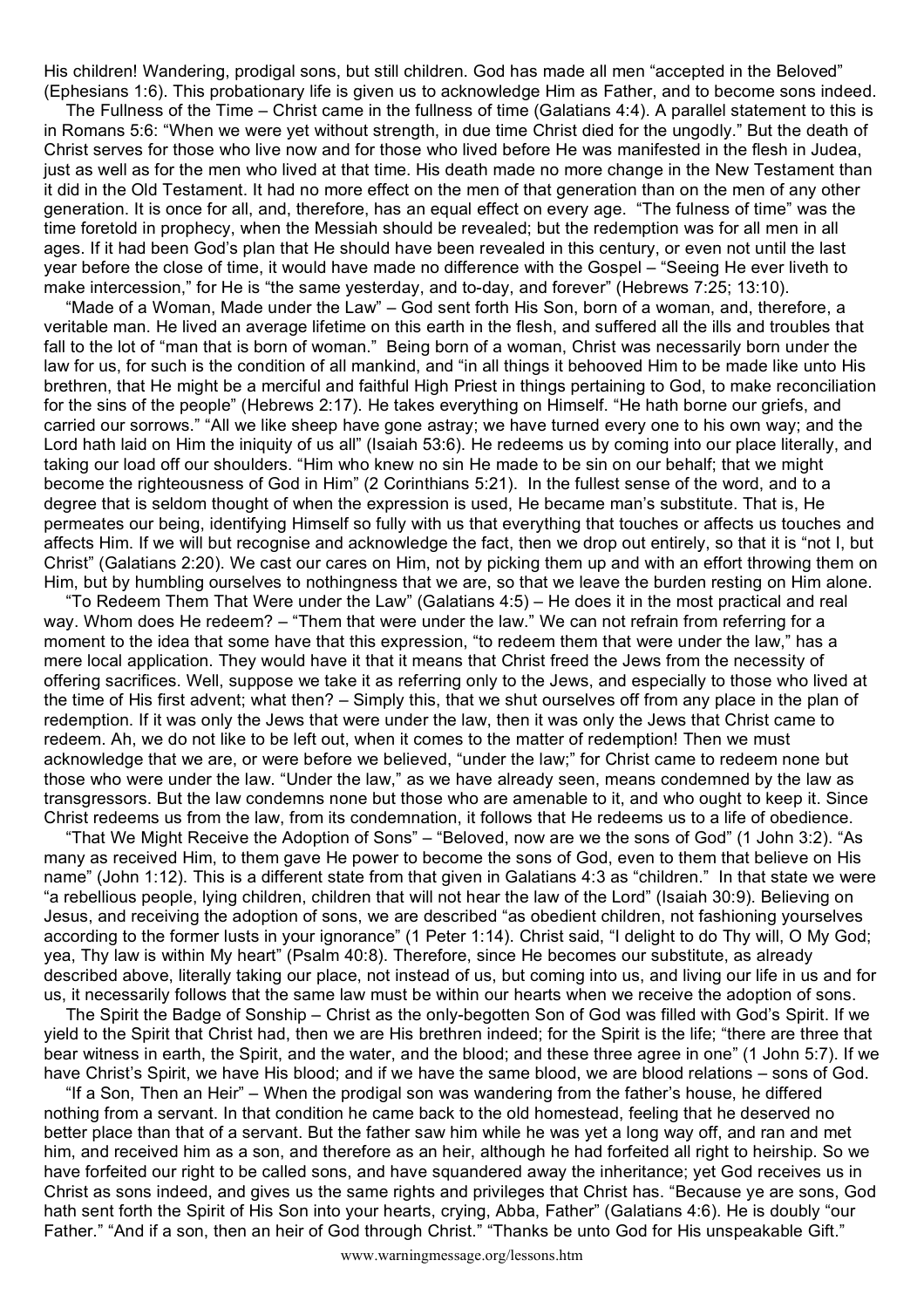His children! Wandering, prodigal sons, but still children. God has made all men "accepted in the Beloved" (Ephesians 1:6). This probationary life is given us to acknowledge Him as Father, and to become sons indeed.

The Fullness of the Time – Christ came in the fullness of time (Galatians 4:4). A parallel statement to this is in Romans 5:6: "When we were yet without strength, in due time Christ died for the ungodly." But the death of Christ serves for those who live now and for those who lived before He was manifested in the flesh in Judea, just as well as for the men who lived at that time. His death made no more change in the New Testament than it did in the Old Testament. It had no more effect on the men of that generation than on the men of any other generation. It is once for all, and, therefore, has an equal effect on every age. "The fulness of time" was the time foretold in prophecy, when the Messiah should be revealed; but the redemption was for all men in all ages. If it had been God's plan that He should have been revealed in this century, or even not until the last year before the close of time, it would have made no difference with the Gospel – "Seeing He ever liveth to make intercession," for He is "the same yesterday, and to-day, and forever" (Hebrews 7:25; 13:10).

"Made of a Woman, Made under the Law" – God sent forth His Son, born of a woman, and, therefore, a veritable man. He lived an average lifetime on this earth in the flesh, and suffered all the ills and troubles that fall to the lot of "man that is born of woman." Being born of a woman, Christ was necessarily born under the law for us, for such is the condition of all mankind, and "in all things it behooved Him to be made like unto His brethren, that He might be a merciful and faithful High Priest in things pertaining to God, to make reconciliation for the sins of the people" (Hebrews 2:17). He takes everything on Himself. "He hath borne our griefs, and carried our sorrows." "All we like sheep have gone astray; we have turned every one to his own way; and the Lord hath laid on Him the iniquity of us all" (Isaiah 53:6). He redeems us by coming into our place literally, and taking our load off our shoulders. "Him who knew no sin He made to be sin on our behalf; that we might become the righteousness of God in Him" (2 Corinthians 5:21). In the fullest sense of the word, and to a degree that is seldom thought of when the expression is used, He became man's substitute. That is, He permeates our being, identifying Himself so fully with us that everything that touches or affects us touches and affects Him. If we will but recognise and acknowledge the fact, then we drop out entirely, so that it is "not I, but Christ" (Galatians 2:20). We cast our cares on Him, not by picking them up and with an effort throwing them on Him, but by humbling ourselves to nothingness that we are, so that we leave the burden resting on Him alone.

"To Redeem Them That Were under the Law" (Galatians 4:5) – He does it in the most practical and real way. Whom does He redeem? – "Them that were under the law." We can not refrain from referring for a moment to the idea that some have that this expression, "to redeem them that were under the law," has a mere local application. They would have it that it means that Christ freed the Jews from the necessity of offering sacrifices. Well, suppose we take it as referring only to the Jews, and especially to those who lived at the time of His first advent; what then? – Simply this, that we shut ourselves off from any place in the plan of redemption. If it was only the Jews that were under the law, then it was only the Jews that Christ came to redeem. Ah, we do not like to be left out, when it comes to the matter of redemption! Then we must acknowledge that we are, or were before we believed, "under the law;" for Christ came to redeem none but those who were under the law. "Under the law," as we have already seen, means condemned by the law as transgressors. But the law condemns none but those who are amenable to it, and who ought to keep it. Since Christ redeems us from the law, from its condemnation, it follows that He redeems us to a life of obedience.

"That We Might Receive the Adoption of Sons" – "Beloved, now are we the sons of God" (1 John 3:2). "As many as received Him, to them gave He power to become the sons of God, even to them that believe on His name" (John 1:12). This is a different state from that given in Galatians 4:3 as "children." In that state we were "a rebellious people, lying children, children that will not hear the law of the Lord" (Isaiah 30:9). Believing on Jesus, and receiving the adoption of sons, we are described "as obedient children, not fashioning yourselves according to the former lusts in your ignorance" (1 Peter 1:14). Christ said, "I delight to do Thy will, O My God; yea, Thy law is within My heart" (Psalm 40:8). Therefore, since He becomes our substitute, as already described above, literally taking our place, not instead of us, but coming into us, and living our life in us and for us, it necessarily follows that the same law must be within our hearts when we receive the adoption of sons.

The Spirit the Badge of Sonship – Christ as the only-begotten Son of God was filled with God's Spirit. If we yield to the Spirit that Christ had, then we are His brethren indeed; for the Spirit is the life; "there are three that bear witness in earth, the Spirit, and the water, and the blood; and these three agree in one" (1 John 5:7). If we have Christ's Spirit, we have His blood; and if we have the same blood, we are blood relations – sons of God.

"If a Son, Then an Heir" – When the prodigal son was wandering from the father's house, he differed nothing from a servant. In that condition he came back to the old homestead, feeling that he deserved no better place than that of a servant. But the father saw him while he was yet a long way off, and ran and met him, and received him as a son, and therefore as an heir, although he had forfeited all right to heirship. So we have forfeited our right to be called sons, and have squandered away the inheritance; yet God receives us in Christ as sons indeed, and gives us the same rights and privileges that Christ has. "Because ye are sons, God hath sent forth the Spirit of His Son into your hearts, crying, Abba, Father" (Galatians 4:6). He is doubly "our Father." "And if a son, then an heir of God through Christ." "Thanks be unto God for His unspeakable Gift."

www.warningmessage.org/lessons.htm